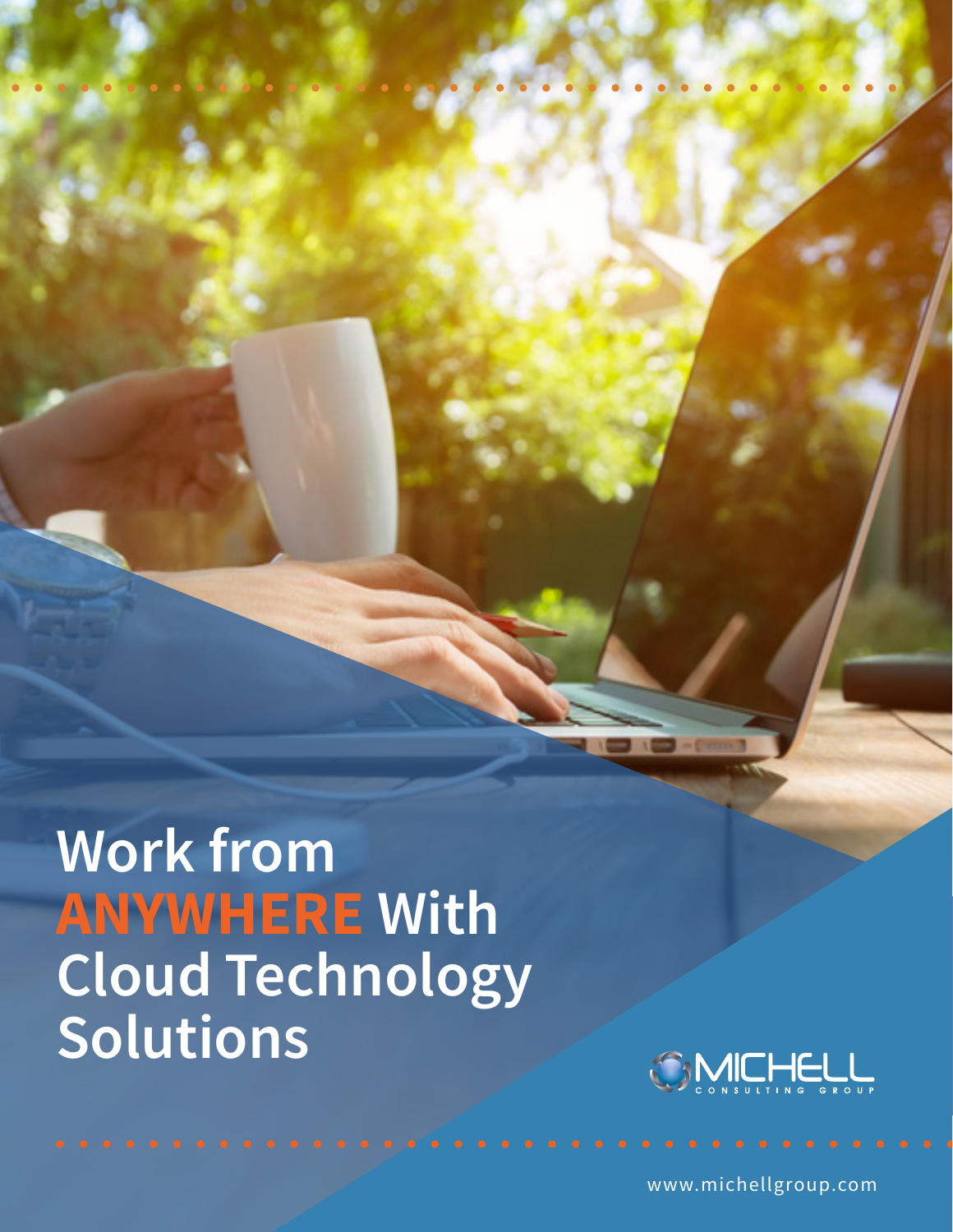# Work from **ANYWHERE** With Cloud Technology Solutions

MICHELL CONSULTING GROUP

www.michellgroup.com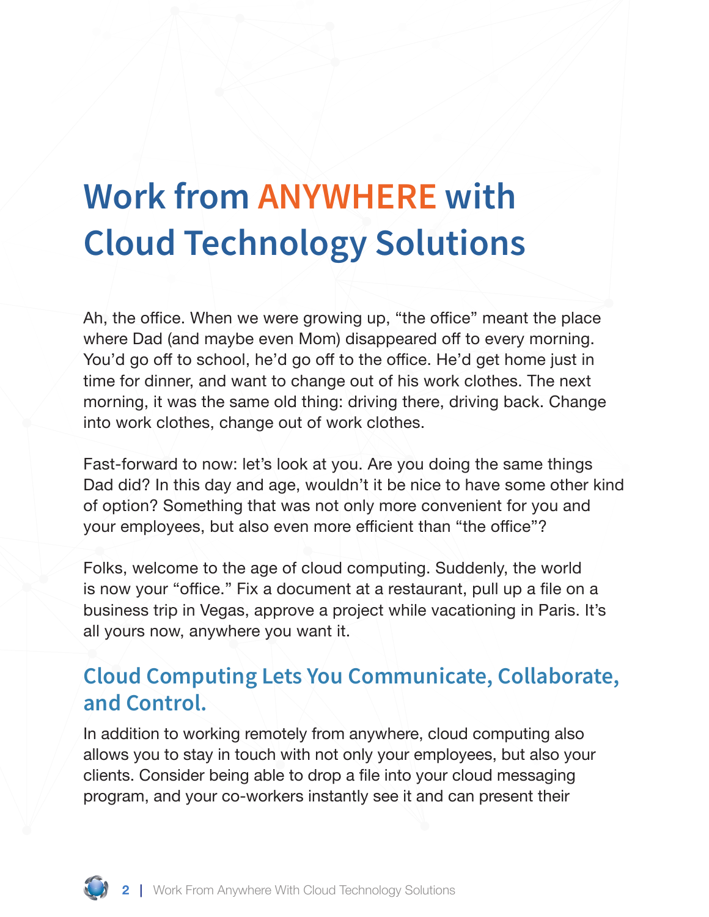# Work from ANYWHERE with Cloud Technology Solutions

Ah, the office. When we were growing up, “the office” meant the place where Dad (and maybe even Mom) disappeared off to every morning. You’d go off to school, he’d go off to the office. He’d get home just in time for dinner, and want to change out of his work clothes. The next morning, it was the same old thing: driving there, driving back. Change into work clothes, change out of work clothes.

Fast-forward to now: let’s look at you. Are you doing the same things Dad did? In this day and age, wouldn’t it be nice to have some other kind of option? Something that was not only more convenient for you and your employees, but also even more efficient than “the office”?

Folks, welcome to the age of cloud computing. Suddenly, the world is now your “office.” Fix a document at a restaurant, pull up a file on a business trip in Vegas, approve a project while vacationing in Paris. It’s all yours now, anywhere you want it.

## Cloud Computing Lets You Communicate, Collaborate, and Control.

In addition to working remotely from anywhere, cloud computing also allows you to stay in touch with not only your employees, but also your clients. Consider being able to drop a file into your cloud messaging program, and your co-workers instantly see it and can present their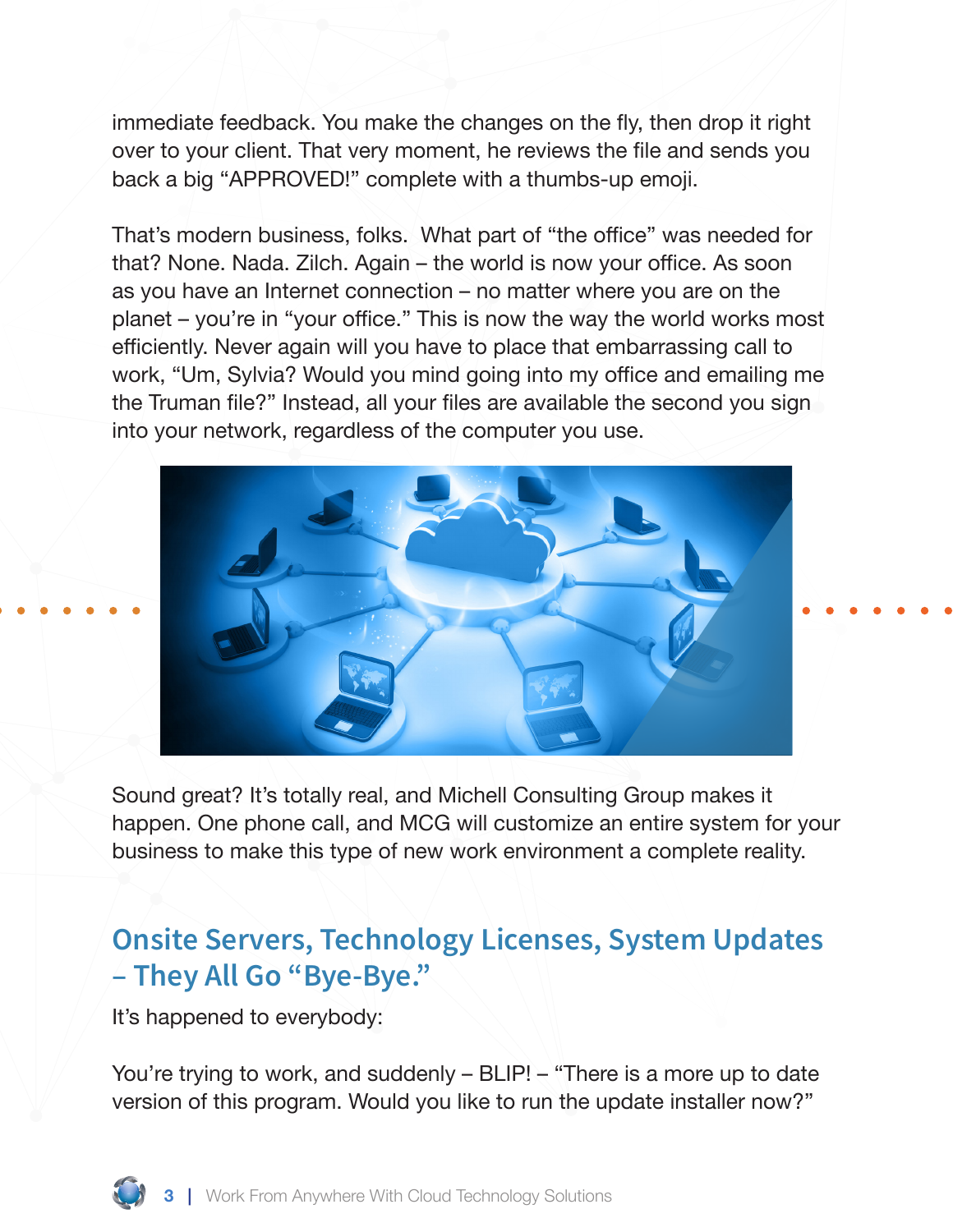immediate feedback. You make the changes on the fly, then drop it right over to your client. That very moment, he reviews the file and sends you back a big "APPROVED!" complete with a thumbs-up emoji.

That's modern business, folks.  What part of "the office" was needed for that? None. Nada. Zilch. Again – the world is now your office. As soon as you have an Internet connection – no matter where you are on the planet – you're in "your office." This is now the way the world works most efficiently. Never again will you have to place that embarrassing call to work, "Um, Sylvia? Would you mind going into my office and emailing me the Truman file?" Instead, all your files are available the second you sign into your network, regardless of the computer you use.

Sound great? It's totally real, and Michell Consulting Group makes it happen. One phone call, and MCG will customize an entire system for your business to make this type of new work environment a complete reality.

## Onsite Servers, Technology Licenses, System Updates – They All Go "Bye-Bye."

It's happened to everybody:

You're trying to work, and suddenly – BLIP! – "There is a more up to date version of this program. Would you like to run the update installer now?"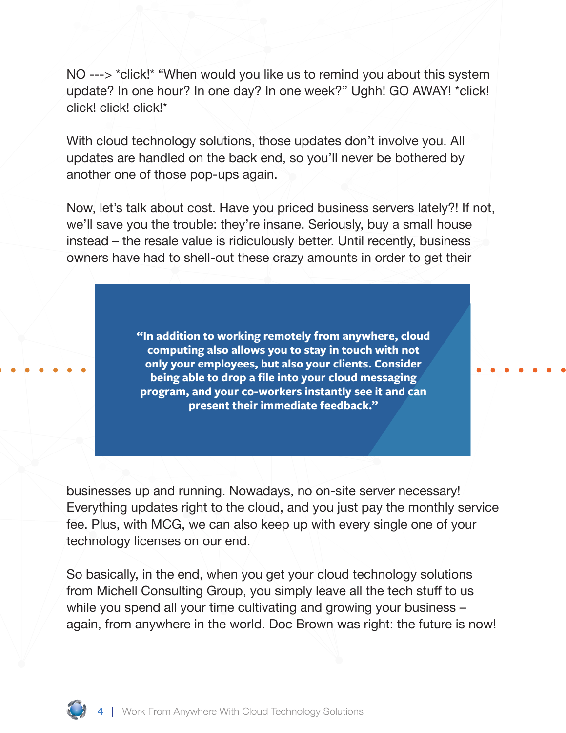NO ---> *click!* “When would you like us to remind you about this system update? In one hour? In one day? In one week?” Ughh! GO AWAY! *click! click! click! click!*

With cloud technology solutions, those updates don’t involve you. All updates are handled on the back end, so you’ll never be bothered by another one of those pop-ups again.

Now, let’s talk about cost. Have you priced business servers lately?! If not, we’ll save you the trouble: they’re insane. Seriously, buy a small house instead – the resale value is ridiculously better. Until recently, business owners have had to shell-out these crazy amounts in order to get their businesses up and running. Nowadays, no on-site server necessary! Everything updates right to the cloud, and you just pay the monthly service fee. Plus, with MCG, we can also keep up with every single one of your technology licenses on our end.

> **“In addition to working remotely from anywhere, cloud computing also allows you to stay in touch with not only your employees, but also your clients. Consider being able to drop a file into your cloud messaging program, and your co-workers instantly see it and can present their immediate feedback.”**

So basically, in the end, when you get your cloud technology solutions from Michell Consulting Group, you simply leave all the tech stuff to us while you spend all your time cultivating and growing your business – again, from anywhere in the world. Doc Brown was right: the future is now!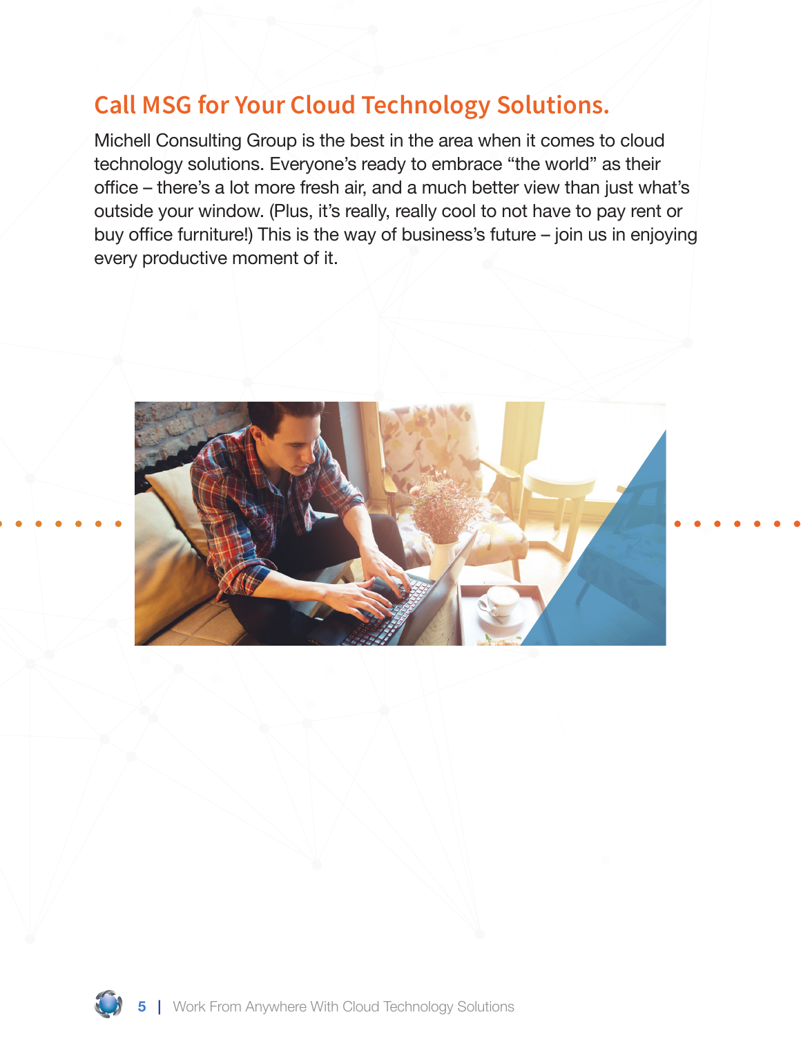## Call MSG for Your Cloud Technology Solutions.

Michell Consulting Group is the best in the area when it comes to cloud technology solutions. Everyone's ready to embrace "the world" as their office – there's a lot more fresh air, and a much better view than just what's outside your window. (Plus, it's really, really cool to not have to pay rent or buy office furniture!) This is the way of business's future – join us in enjoying every productive moment of it.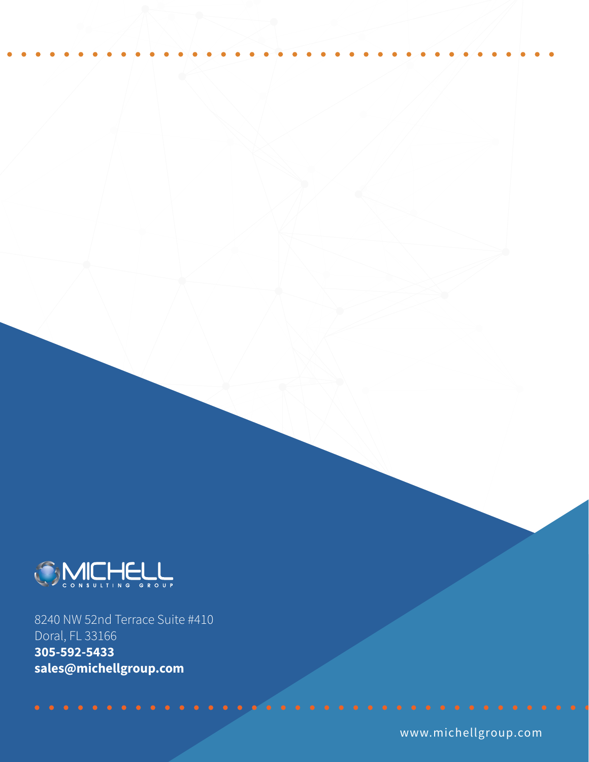MICHELL
CONSULTING GROUP

8240 NW 52nd Terrace Suite #410
Doral, FL 33166
**305-592-5433**
**sales@michellgroup.com**

www.michellgroup.com